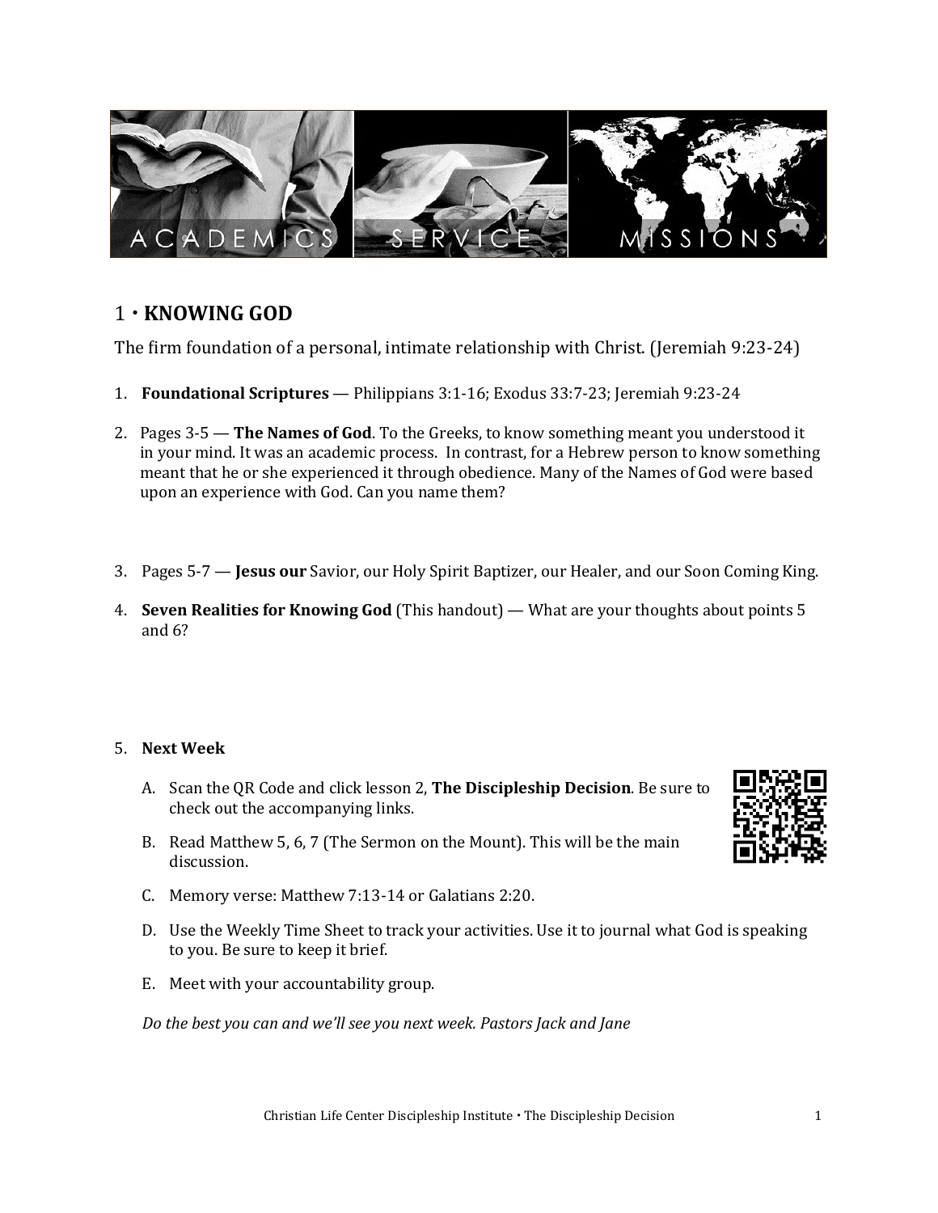# 1 • KNOWING GOD

The firm foundation of a personal, intimate relationship with Christ. (Jeremiah 9:23-24)

1. **Foundational Scriptures** — Philippians 3:1-16; Exodus 33:7-23; Jeremiah 9:23-24

2. Pages 3-5 — **The Names of God**. To the Greeks, to know something meant you understood it in your mind. It was an academic process. In contrast, for a Hebrew person to know something meant that he or she experienced it through obedience. Many of the Names of God were based upon an experience with God. Can you name them?

3. Pages 5-7 — **Jesus our** Savior, our Holy Spirit Baptizer, our Healer, and our Soon Coming King.

4. **Seven Realities for Knowing God** (This handout) — What are your thoughts about points 5 and 6?

5. **Next Week**

   A. Scan the QR Code and click lesson 2, **The Discipleship Decision**. Be sure to check out the accompanying links.

   B. Read Matthew 5, 6, 7 (The Sermon on the Mount). This will be the main discussion.

   C. Memory verse: Matthew 7:13-14 or Galatians 2:20.

   D. Use the Weekly Time Sheet to track your activities. Use it to journal what God is speaking to you. Be sure to keep it brief.

   E. Meet with your accountability group.

   *Do the best you can and we'll see you next week. Pastors Jack and Jane*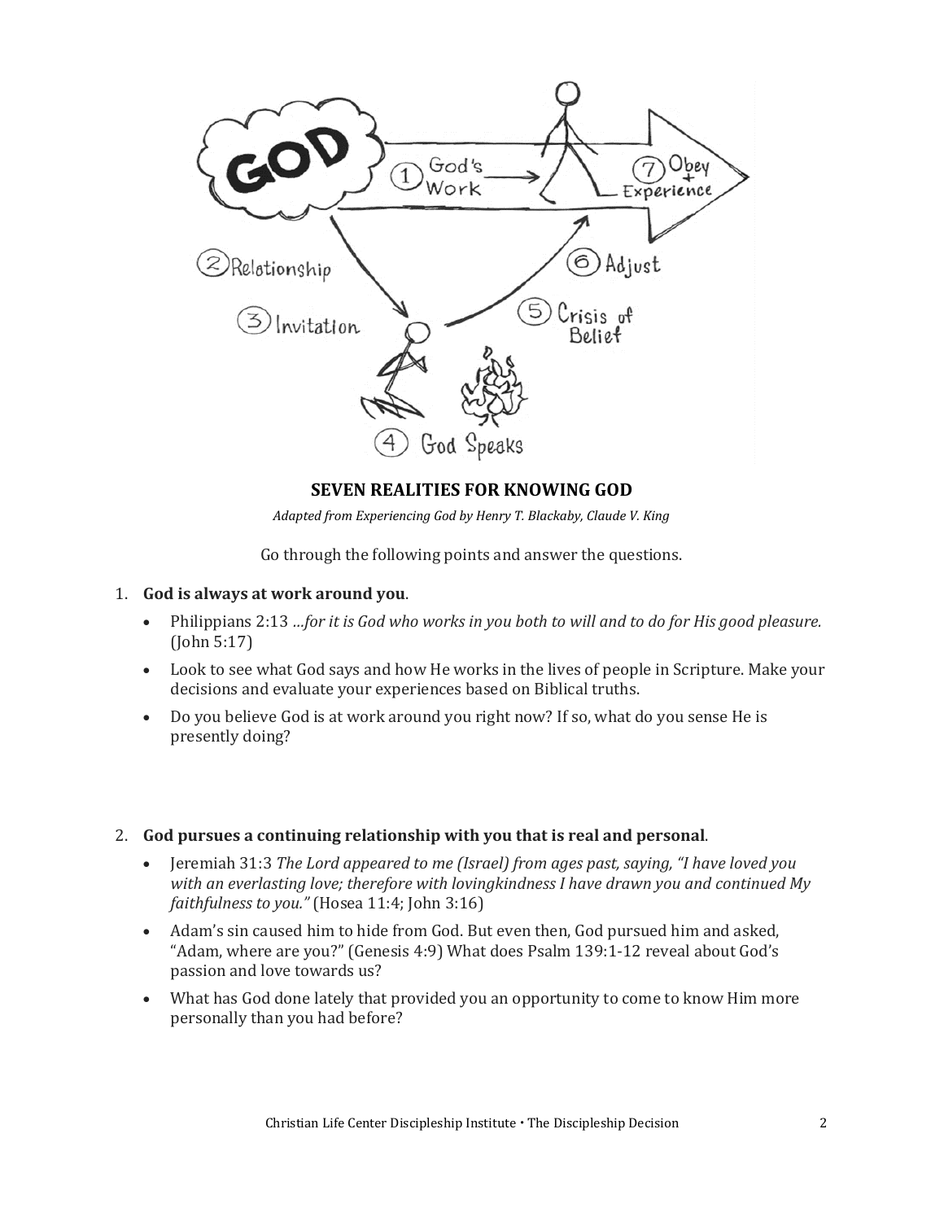### SEVEN REALITIES FOR KNOWING GOD

*Adapted from Experiencing God by Henry T. Blackaby, Claude V. King*

Go through the following points and answer the questions.

1. **God is always at work around you**.
   - Philippians 2:13 *...for it is God who works in you both to will and to do for His good pleasure.* (John 5:17)
   - Look to see what God says and how He works in the lives of people in Scripture. Make your decisions and evaluate your experiences based on Biblical truths.
   - Do you believe God is at work around you right now? If so, what do you sense He is presently doing?

2. **God pursues a continuing relationship with you that is real and personal**.
   - Jeremiah 31:3 *The Lord appeared to me (Israel) from ages past, saying, "I have loved you with an everlasting love; therefore with lovingkindness I have drawn you and continued My faithfulness to you."* (Hosea 11:4; John 3:16)
   - Adam's sin caused him to hide from God. But even then, God pursued him and asked, "Adam, where are you?" (Genesis 4:9) What does Psalm 139:1-12 reveal about God's passion and love towards us?
   - What has God done lately that provided you an opportunity to come to know Him more personally than you had before?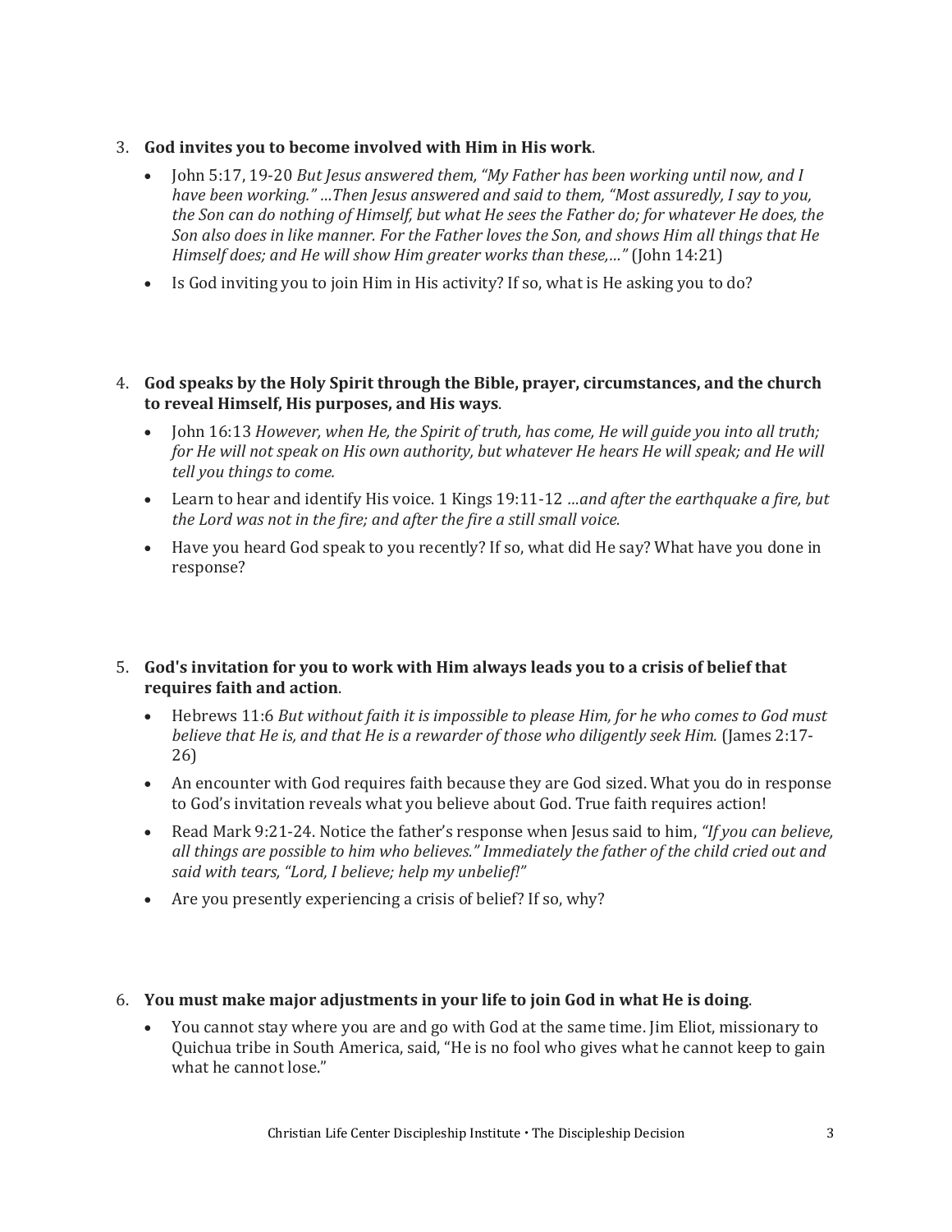3. **God invites you to become involved with Him in His work**.
    - John 5:17, 19-20 *But Jesus answered them, "My Father has been working until now, and I have been working." …Then Jesus answered and said to them, "Most assuredly, I say to you, the Son can do nothing of Himself, but what He sees the Father do; for whatever He does, the Son also does in like manner. For the Father loves the Son, and shows Him all things that He Himself does; and He will show Him greater works than these,…"* (John 14:21)
    - Is God inviting you to join Him in His activity? If so, what is He asking you to do?

4. **God speaks by the Holy Spirit through the Bible, prayer, circumstances, and the church to reveal Himself, His purposes, and His ways**.
    - John 16:13 *However, when He, the Spirit of truth, has come, He will guide you into all truth; for He will not speak on His own authority, but whatever He hears He will speak; and He will tell you things to come.*
    - Learn to hear and identify His voice. 1 Kings 19:11-12 *…and after the earthquake a fire, but the Lord was not in the fire; and after the fire a still small voice.*
    - Have you heard God speak to you recently? If so, what did He say? What have you done in response?

5. **God's invitation for you to work with Him always leads you to a crisis of belief that requires faith and action**.
    - Hebrews 11:6 *But without faith it is impossible to please Him, for he who comes to God must believe that He is, and that He is a rewarder of those who diligently seek Him.* (James 2:17-26)
    - An encounter with God requires faith because they are God sized. What you do in response to God's invitation reveals what you believe about God. True faith requires action!
    - Read Mark 9:21-24. Notice the father's response when Jesus said to him, *"If you can believe, all things are possible to him who believes." Immediately the father of the child cried out and said with tears, "Lord, I believe; help my unbelief!"*
    - Are you presently experiencing a crisis of belief? If so, why?

6. **You must make major adjustments in your life to join God in what He is doing**.
    - You cannot stay where you are and go with God at the same time. Jim Eliot, missionary to Quichua tribe in South America, said, "He is no fool who gives what he cannot keep to gain what he cannot lose."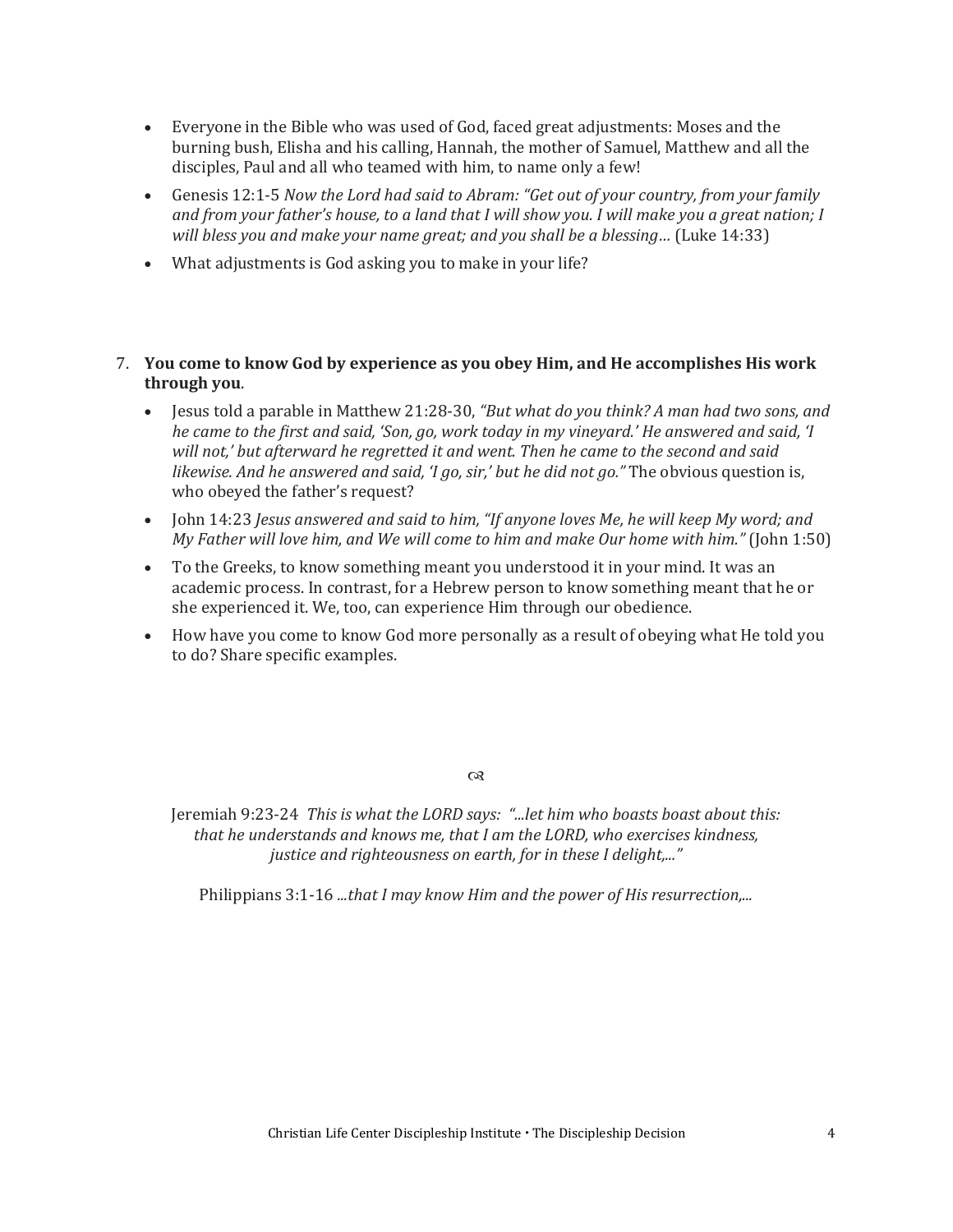- Everyone in the Bible who was used of God, faced great adjustments: Moses and the burning bush, Elisha and his calling, Hannah, the mother of Samuel, Matthew and all the disciples, Paul and all who teamed with him, to name only a few!
- Genesis 12:1-5 *Now the Lord had said to Abram: "Get out of your country, from your family and from your father's house, to a land that I will show you. I will make you a great nation; I will bless you and make your name great; and you shall be a blessing…* (Luke 14:33)
- What adjustments is God asking you to make in your life?

7. **You come to know God by experience as you obey Him, and He accomplishes His work through you**.
   - Jesus told a parable in Matthew 21:28-30, *"But what do you think? A man had two sons, and he came to the first and said, 'Son, go, work today in my vineyard.' He answered and said, 'I will not,' but afterward he regretted it and went. Then he came to the second and said likewise. And he answered and said, 'I go, sir,' but he did not go."* The obvious question is, who obeyed the father's request?
   - John 14:23 *Jesus answered and said to him, "If anyone loves Me, he will keep My word; and My Father will love him, and We will come to him and make Our home with him."* (John 1:50)
   - To the Greeks, to know something meant you understood it in your mind. It was an academic process. In contrast, for a Hebrew person to know something meant that he or she experienced it. We, too, can experience Him through our obedience.
   - How have you come to know God more personally as a result of obeying what He told you to do? Share specific examples.

ꭥ

Jeremiah 9:23-24 *This is what the LORD says: "...let him who boasts boast about this: that he understands and knows me, that I am the LORD, who exercises kindness, justice and righteousness on earth, for in these I delight,..."*

Philippians 3:1-16 *...that I may know Him and the power of His resurrection,...*